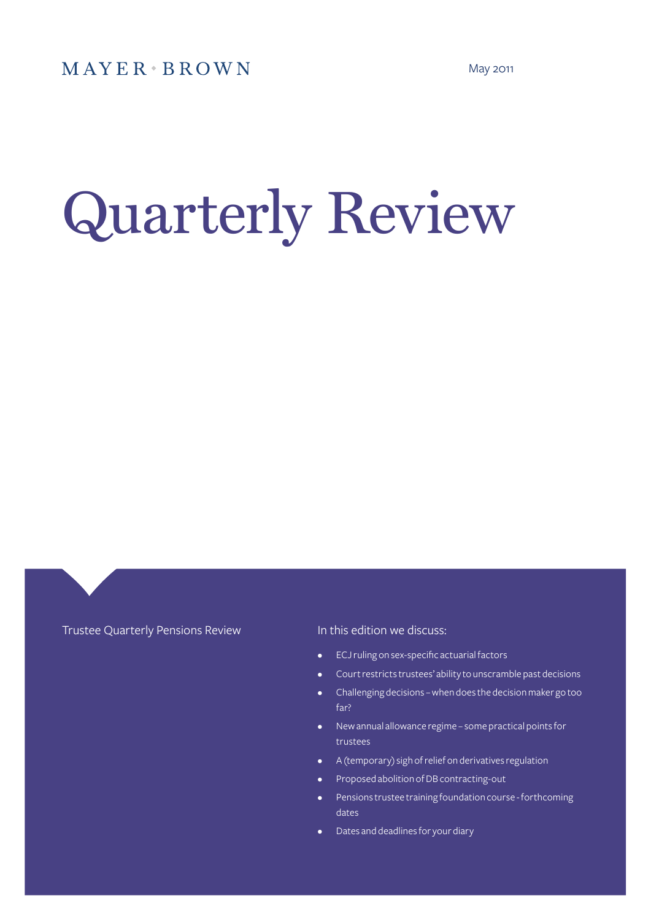MAYER • BROWN

May 2011

# Quarterly Review

Trustee Quarterly Pensions Review

In this edition we discuss:

- ECJ ruling on sex-specific actuarial factors
- Court restricts trustees' ability to unscramble past decisions
- Challenging decisions – when does the decision maker go too far?
- New annual allowance regime – some practical points for trustees
- A (temporary) sigh of relief on derivatives regulation
- Proposed abolition of DB contracting-out
- Pensions trustee training foundation course - forthcoming dates
- Dates and deadlines for your diary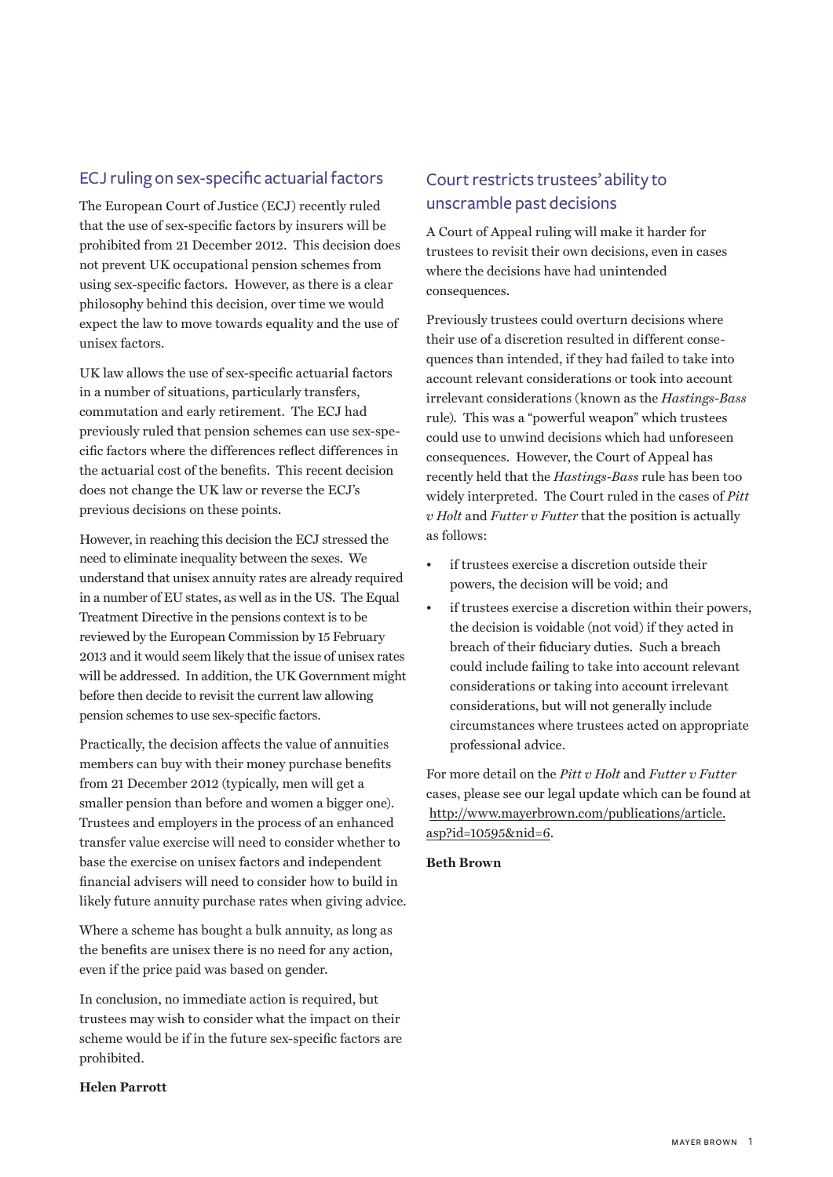## ECJ ruling on sex-specific actuarial factors

The European Court of Justice (ECJ) recently ruled that the use of sex-specific factors by insurers will be prohibited from 21 December 2012. This decision does not prevent UK occupational pension schemes from using sex-specific factors. However, as there is a clear philosophy behind this decision, over time we would expect the law to move towards equality and the use of unisex factors.

UK law allows the use of sex-specific actuarial factors in a number of situations, particularly transfers, commutation and early retirement. The ECJ had previously ruled that pension schemes can use sex-specific factors where the differences reflect differences in the actuarial cost of the benefits. This recent decision does not change the UK law or reverse the ECJ's previous decisions on these points.

However, in reaching this decision the ECJ stressed the need to eliminate inequality between the sexes. We understand that unisex annuity rates are already required in a number of EU states, as well as in the US. The Equal Treatment Directive in the pensions context is to be reviewed by the European Commission by 15 February 2013 and it would seem likely that the issue of unisex rates will be addressed. In addition, the UK Government might before then decide to revisit the current law allowing pension schemes to use sex-specific factors.

Practically, the decision affects the value of annuities members can buy with their money purchase benefits from 21 December 2012 (typically, men will get a smaller pension than before and women a bigger one). Trustees and employers in the process of an enhanced transfer value exercise will need to consider whether to base the exercise on unisex factors and independent financial advisers will need to consider how to build in likely future annuity purchase rates when giving advice.

Where a scheme has bought a bulk annuity, as long as the benefits are unisex there is no need for any action, even if the price paid was based on gender.

In conclusion, no immediate action is required, but trustees may wish to consider what the impact on their scheme would be if in the future sex-specific factors are prohibited.

**Helen Parrott**

## Court restricts trustees' ability to unscramble past decisions

A Court of Appeal ruling will make it harder for trustees to revisit their own decisions, even in cases where the decisions have had unintended consequences.

Previously trustees could overturn decisions where their use of a discretion resulted in different consequences than intended, if they had failed to take into account relevant considerations or took into account irrelevant considerations (known as the *Hastings-Bass* rule). This was a "powerful weapon" which trustees could use to unwind decisions which had unforeseen consequences. However, the Court of Appeal has recently held that the *Hastings-Bass* rule has been too widely interpreted. The Court ruled in the cases of *Pitt v Holt* and *Futter v Futter* that the position is actually as follows:

- if trustees exercise a discretion outside their powers, the decision will be void; and
- if trustees exercise a discretion within their powers, the decision is voidable (not void) if they acted in breach of their fiduciary duties. Such a breach could include failing to take into account relevant considerations or taking into account irrelevant considerations, but will not generally include circumstances where trustees acted on appropriate professional advice.

For more detail on the *Pitt v Holt* and *Futter v Futter* cases, please see our legal update which can be found at http://www.mayerbrown.com/publications/article.asp?id=10595&nid=6.

**Beth Brown**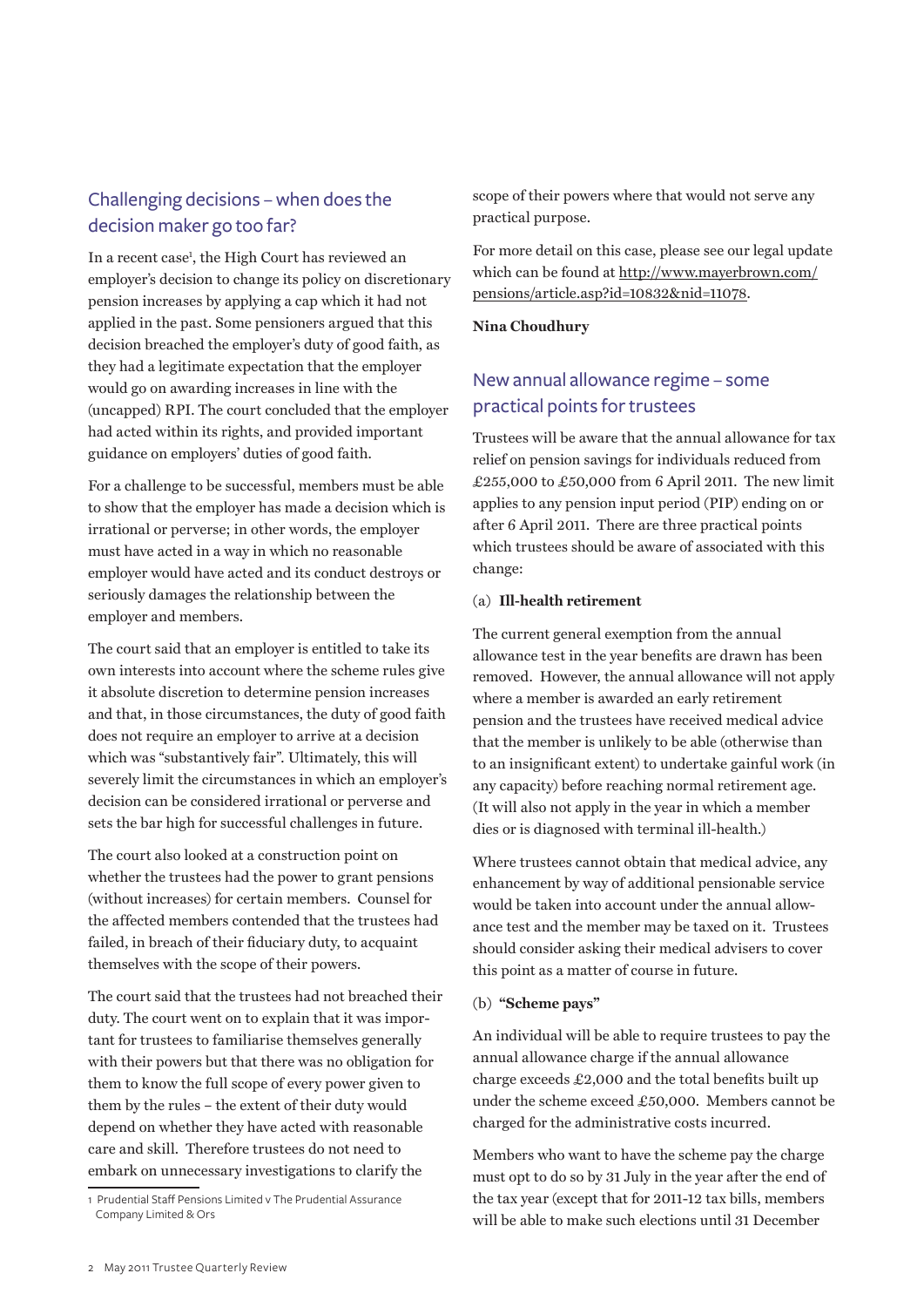## Challenging decisions – when does the decision maker go too far?

In a recent case[1], the High Court has reviewed an employer's decision to change its policy on discretionary pension increases by applying a cap which it had not applied in the past. Some pensioners argued that this decision breached the employer's duty of good faith, as they had a legitimate expectation that the employer would go on awarding increases in line with the (uncapped) RPI. The court concluded that the employer had acted within its rights, and provided important guidance on employers' duties of good faith.

For a challenge to be successful, members must be able to show that the employer has made a decision which is irrational or perverse; in other words, the employer must have acted in a way in which no reasonable employer would have acted and its conduct destroys or seriously damages the relationship between the employer and members.

The court said that an employer is entitled to take its own interests into account where the scheme rules give it absolute discretion to determine pension increases and that, in those circumstances, the duty of good faith does not require an employer to arrive at a decision which was "substantively fair". Ultimately, this will severely limit the circumstances in which an employer's decision can be considered irrational or perverse and sets the bar high for successful challenges in future.

The court also looked at a construction point on whether the trustees had the power to grant pensions (without increases) for certain members. Counsel for the affected members contended that the trustees had failed, in breach of their fiduciary duty, to acquaint themselves with the scope of their powers.

The court said that the trustees had not breached their duty. The court went on to explain that it was important for trustees to familiarise themselves generally with their powers but that there was no obligation for them to know the full scope of every power given to them by the rules – the extent of their duty would depend on whether they have acted with reasonable care and skill. Therefore trustees do not need to embark on unnecessary investigations to clarify the scope of their powers where that would not serve any practical purpose.

For more detail on this case, please see our legal update which can be found at http://www.mayerbrown.com/pensions/article.asp?id=10832&nid=11078.

**Nina Choudhury**

1 Prudential Staff Pensions Limited v The Prudential Assurance Company Limited & Ors

## New annual allowance regime – some practical points for trustees

Trustees will be aware that the annual allowance for tax relief on pension savings for individuals reduced from £255,000 to £50,000 from 6 April 2011. The new limit applies to any pension input period (PIP) ending on or after 6 April 2011. There are three practical points which trustees should be aware of associated with this change:

(a) **Ill-health retirement**

The current general exemption from the annual allowance test in the year benefits are drawn has been removed. However, the annual allowance will not apply where a member is awarded an early retirement pension and the trustees have received medical advice that the member is unlikely to be able (otherwise than to an insignificant extent) to undertake gainful work (in any capacity) before reaching normal retirement age. (It will also not apply in the year in which a member dies or is diagnosed with terminal ill-health.)

Where trustees cannot obtain that medical advice, any enhancement by way of additional pensionable service would be taken into account under the annual allowance test and the member may be taxed on it. Trustees should consider asking their medical advisers to cover this point as a matter of course in future.

(b) **"Scheme pays"**

An individual will be able to require trustees to pay the annual allowance charge if the annual allowance charge exceeds £2,000 and the total benefits built up under the scheme exceed £50,000. Members cannot be charged for the administrative costs incurred.

Members who want to have the scheme pay the charge must opt to do so by 31 July in the year after the end of the tax year (except that for 2011-12 tax bills, members will be able to make such elections until 31 December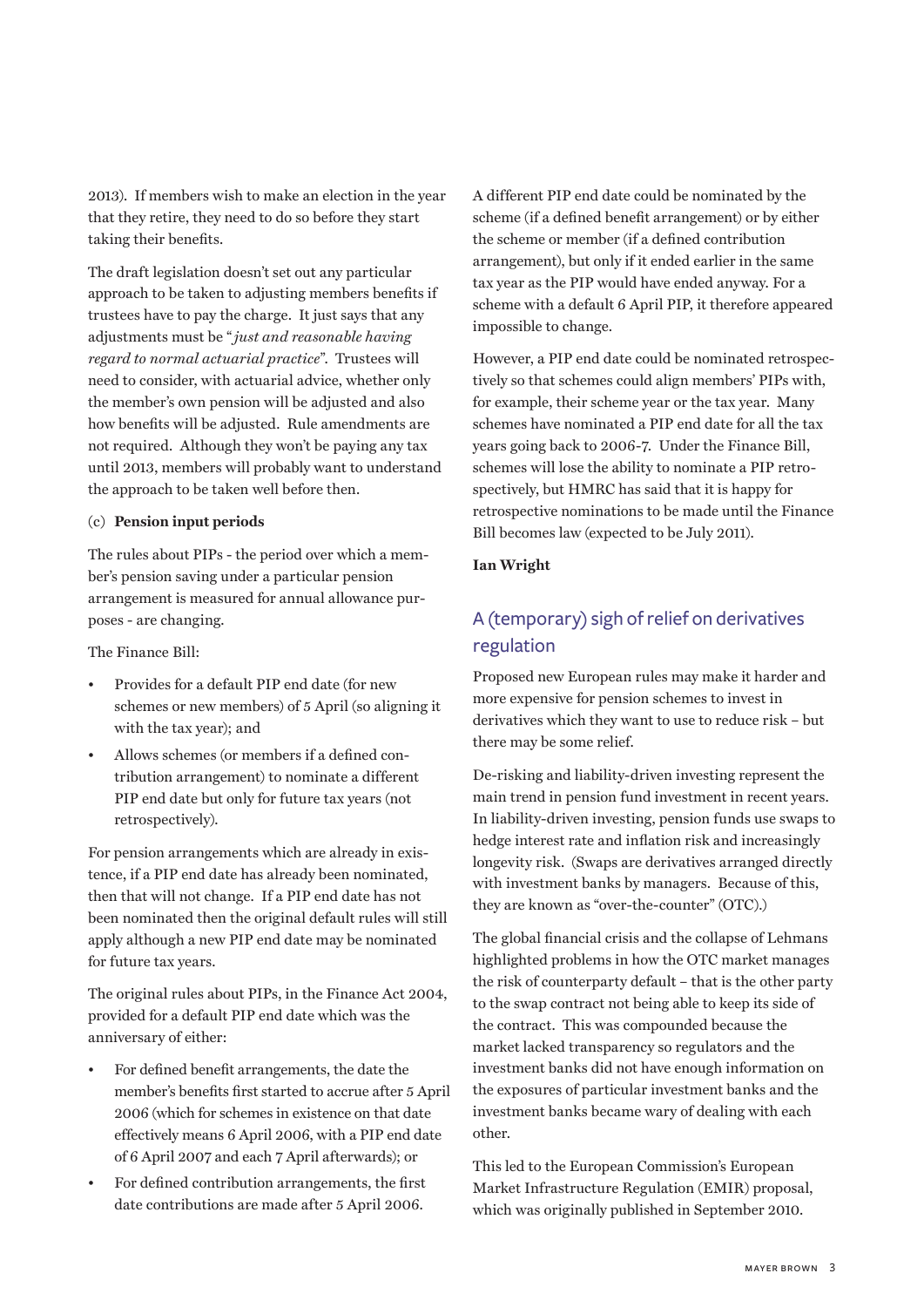2013). If members wish to make an election in the year that they retire, they need to do so before they start taking their benefits.

The draft legislation doesn't set out any particular approach to be taken to adjusting members benefits if trustees have to pay the charge. It just says that any adjustments must be "*just and reasonable having regard to normal actuarial practice*". Trustees will need to consider, with actuarial advice, whether only the member's own pension will be adjusted and also how benefits will be adjusted. Rule amendments are not required. Although they won't be paying any tax until 2013, members will probably want to understand the approach to be taken well before then.

(c) **Pension input periods**

The rules about PIPs - the period over which a member's pension saving under a particular pension arrangement is measured for annual allowance purposes - are changing.

The Finance Bill:

- Provides for a default PIP end date (for new schemes or new members) of 5 April (so aligning it with the tax year); and
- Allows schemes (or members if a defined contribution arrangement) to nominate a different PIP end date but only for future tax years (not retrospectively).

For pension arrangements which are already in existence, if a PIP end date has already been nominated, then that will not change. If a PIP end date has not been nominated then the original default rules will still apply although a new PIP end date may be nominated for future tax years.

The original rules about PIPs, in the Finance Act 2004, provided for a default PIP end date which was the anniversary of either:

- For defined benefit arrangements, the date the member's benefits first started to accrue after 5 April 2006 (which for schemes in existence on that date effectively means 6 April 2006, with a PIP end date of 6 April 2007 and each 7 April afterwards); or
- For defined contribution arrangements, the first date contributions are made after 5 April 2006.

A different PIP end date could be nominated by the scheme (if a defined benefit arrangement) or by either the scheme or member (if a defined contribution arrangement), but only if it ended earlier in the same tax year as the PIP would have ended anyway. For a scheme with a default 6 April PIP, it therefore appeared impossible to change.

However, a PIP end date could be nominated retrospectively so that schemes could align members' PIPs with, for example, their scheme year or the tax year. Many schemes have nominated a PIP end date for all the tax years going back to 2006-7. Under the Finance Bill, schemes will lose the ability to nominate a PIP retrospectively, but HMRC has said that it is happy for retrospective nominations to be made until the Finance Bill becomes law (expected to be July 2011).

**Ian Wright**

## A (temporary) sigh of relief on derivatives regulation

Proposed new European rules may make it harder and more expensive for pension schemes to invest in derivatives which they want to use to reduce risk – but there may be some relief.

De-risking and liability-driven investing represent the main trend in pension fund investment in recent years. In liability-driven investing, pension funds use swaps to hedge interest rate and inflation risk and increasingly longevity risk. (Swaps are derivatives arranged directly with investment banks by managers. Because of this, they are known as "over-the-counter" (OTC).)

The global financial crisis and the collapse of Lehmans highlighted problems in how the OTC market manages the risk of counterparty default – that is the other party to the swap contract not being able to keep its side of the contract. This was compounded because the market lacked transparency so regulators and the investment banks did not have enough information on the exposures of particular investment banks and the investment banks became wary of dealing with each other.

This led to the European Commission's European Market Infrastructure Regulation (EMIR) proposal, which was originally published in September 2010.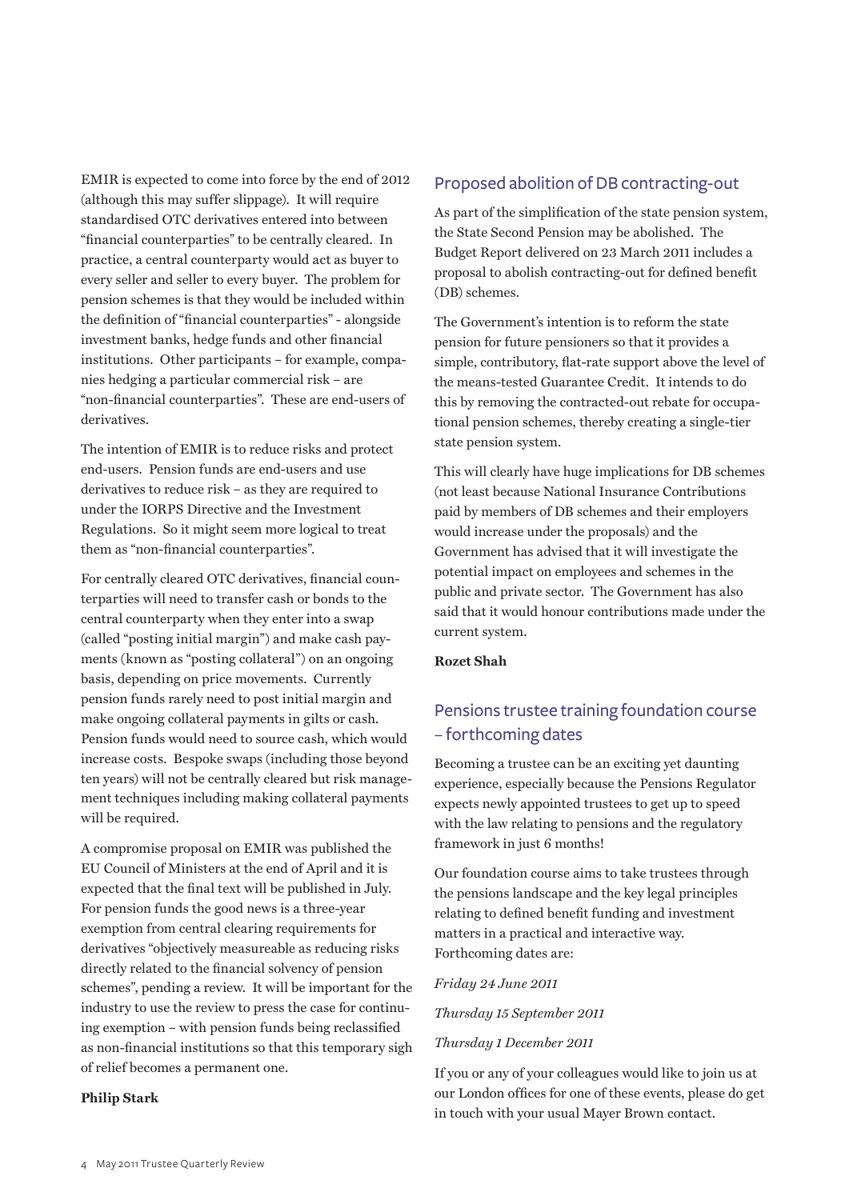EMIR is expected to come into force by the end of 2012 (although this may suffer slippage). It will require standardised OTC derivatives entered into between "financial counterparties" to be centrally cleared. In practice, a central counterparty would act as buyer to every seller and seller to every buyer. The problem for pension schemes is that they would be included within the definition of "financial counterparties" - alongside investment banks, hedge funds and other financial institutions. Other participants – for example, companies hedging a particular commercial risk – are "non-financial counterparties". These are end-users of derivatives.

The intention of EMIR is to reduce risks and protect end-users. Pension funds are end-users and use derivatives to reduce risk – as they are required to under the IORPS Directive and the Investment Regulations. So it might seem more logical to treat them as "non-financial counterparties".

For centrally cleared OTC derivatives, financial counterparties will need to transfer cash or bonds to the central counterparty when they enter into a swap (called "posting initial margin") and make cash payments (known as "posting collateral") on an ongoing basis, depending on price movements. Currently pension funds rarely need to post initial margin and make ongoing collateral payments in gilts or cash. Pension funds would need to source cash, which would increase costs. Bespoke swaps (including those beyond ten years) will not be centrally cleared but risk management techniques including making collateral payments will be required.

A compromise proposal on EMIR was published the EU Council of Ministers at the end of April and it is expected that the final text will be published in July. For pension funds the good news is a three-year exemption from central clearing requirements for derivatives "objectively measureable as reducing risks directly related to the financial solvency of pension schemes", pending a review. It will be important for the industry to use the review to press the case for continuing exemption – with pension funds being reclassified as non-financial institutions so that this temporary sigh of relief becomes a permanent one.

**Philip Stark**

## Proposed abolition of DB contracting-out

As part of the simplification of the state pension system, the State Second Pension may be abolished. The Budget Report delivered on 23 March 2011 includes a proposal to abolish contracting-out for defined benefit (DB) schemes.

The Government's intention is to reform the state pension for future pensioners so that it provides a simple, contributory, flat-rate support above the level of the means-tested Guarantee Credit. It intends to do this by removing the contracted-out rebate for occupational pension schemes, thereby creating a single-tier state pension system.

This will clearly have huge implications for DB schemes (not least because National Insurance Contributions paid by members of DB schemes and their employers would increase under the proposals) and the Government has advised that it will investigate the potential impact on employees and schemes in the public and private sector. The Government has also said that it would honour contributions made under the current system.

**Rozet Shah**

## Pensions trustee training foundation course – forthcoming dates

Becoming a trustee can be an exciting yet daunting experience, especially because the Pensions Regulator expects newly appointed trustees to get up to speed with the law relating to pensions and the regulatory framework in just 6 months!

Our foundation course aims to take trustees through the pensions landscape and the key legal principles relating to defined benefit funding and investment matters in a practical and interactive way. Forthcoming dates are:

*Friday 24 June 2011*

*Thursday 15 September 2011*

*Thursday 1 December 2011*

If you or any of your colleagues would like to join us at our London offices for one of these events, please do get in touch with your usual Mayer Brown contact.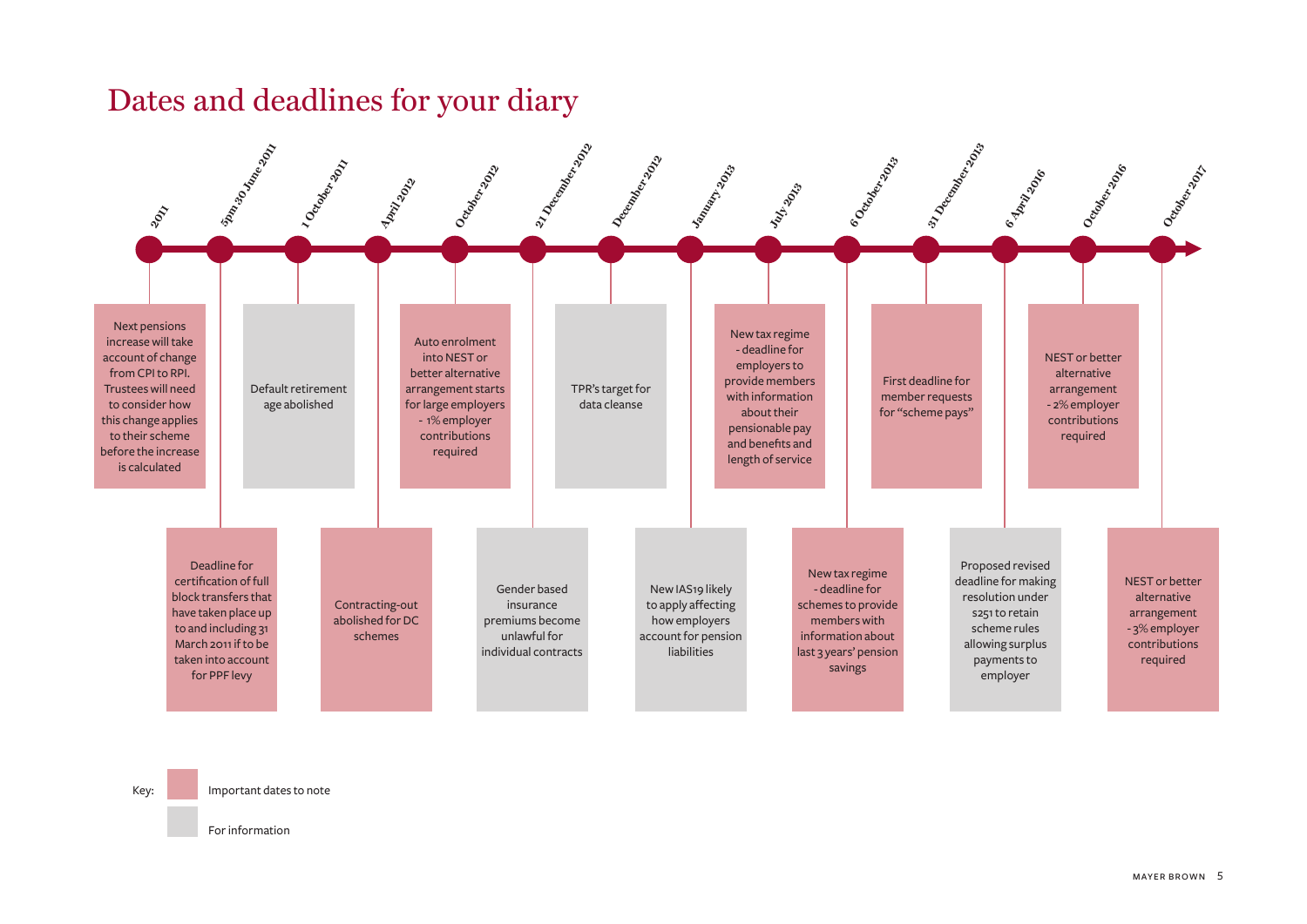# Dates and deadlines for your diary

| Date | Event | Type |
|---|---|---|
| 2011 | Next pensions increase will take account of change from CPI to RPI. Trustees will need to consider how this change applies to their scheme before the increase is calculated | Important dates to note |
| 5pm 30 June 2011 | Deadline for certification of full block transfers that have taken place up to and including 31 March 2011 if to be taken into account for PPF levy | Important dates to note |
| 1 October 2011 | Default retirement age abolished | For information |
| April 2012 | Contracting-out abolished for DC schemes | Important dates to note |
| October 2012 | Auto enrolment into NEST or better alternative arrangement starts for large employers - 1% employer contributions required | Important dates to note |
| 21 December 2012 | Gender based insurance premiums become unlawful for individual contracts | For information |
| December 2012 | TPR's target for data cleanse | For information |
| January 2013 | New IAS19 likely to apply affecting how employers account for pension liabilities | For information |
| July 2013 | New tax regime - deadline for employers to provide members with information about their pensionable pay and benefits and length of service | Important dates to note |
| 6 October 2013 | New tax regime - deadline for schemes to provide members with information about last 3 years' pension savings | Important dates to note |
| 31 December 2013 | First deadline for member requests for "scheme pays" | Important dates to note |
| 6 April 2016 | Proposed revised deadline for making resolution under s251 to retain scheme rules allowing surplus payments to employer | For information |
| October 2016 | NEST or better alternative arrangement - 2% employer contributions required | Important dates to note |
| October 2017 | NEST or better alternative arrangement - 3% employer contributions required | Important dates to note |

Key:

- Important dates to note
- For information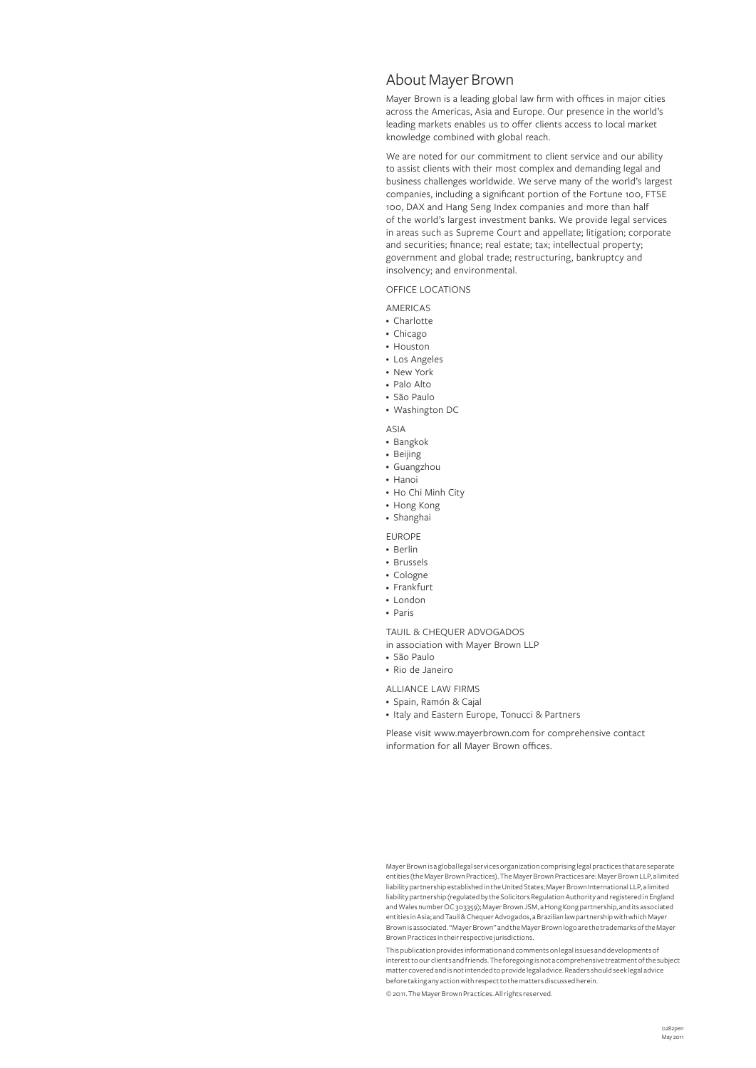## About Mayer Brown

Mayer Brown is a leading global law firm with offices in major cities across the Americas, Asia and Europe. Our presence in the world's leading markets enables us to offer clients access to local market knowledge combined with global reach.

We are noted for our commitment to client service and our ability to assist clients with their most complex and demanding legal and business challenges worldwide. We serve many of the world's largest companies, including a significant portion of the Fortune 100, FTSE 100, DAX and Hang Seng Index companies and more than half of the world's largest investment banks. We provide legal services in areas such as Supreme Court and appellate; litigation; corporate and securities; finance; real estate; tax; intellectual property; government and global trade; restructuring, bankruptcy and insolvency; and environmental.

OFFICE LOCATIONS

AMERICAS

- Charlotte
- Chicago
- Houston
- Los Angeles
- New York
- Palo Alto
- São Paulo
- Washington DC

ASIA

- Bangkok
- Beijing
- Guangzhou
- Hanoi
- Ho Chi Minh City
- Hong Kong
- Shanghai

EUROPE

- Berlin
- Brussels
- Cologne
- Frankfurt
- London
- Paris

TAUIL & CHEQUER ADVOGADOS
in association with Mayer Brown LLP

- São Paulo
- Rio de Janeiro

ALLIANCE LAW FIRMS

- Spain, Ramón & Cajal
- Italy and Eastern Europe, Tonucci & Partners

Please visit www.mayerbrown.com for comprehensive contact information for all Mayer Brown offices.

Mayer Brown is a global legal services organization comprising legal practices that are separate entities (the Mayer Brown Practices). The Mayer Brown Practices are: Mayer Brown LLP, a limited liability partnership established in the United States; Mayer Brown International LLP, a limited liability partnership (regulated by the Solicitors Regulation Authority and registered in England and Wales number OC 303359); Mayer Brown JSM, a Hong Kong partnership, and its associated entities in Asia; and Tauil & Chequer Advogados, a Brazilian law partnership with which Mayer Brown is associated. "Mayer Brown" and the Mayer Brown logo are the trademarks of the Mayer Brown Practices in their respective jurisdictions.

This publication provides information and comments on legal issues and developments of interest to our clients and friends. The foregoing is not a comprehensive treatment of the subject matter covered and is not intended to provide legal advice. Readers should seek legal advice before taking any action with respect to the matters discussed herein.

© 2011. The Mayer Brown Practices. All rights reserved.

0282pen
May 2011